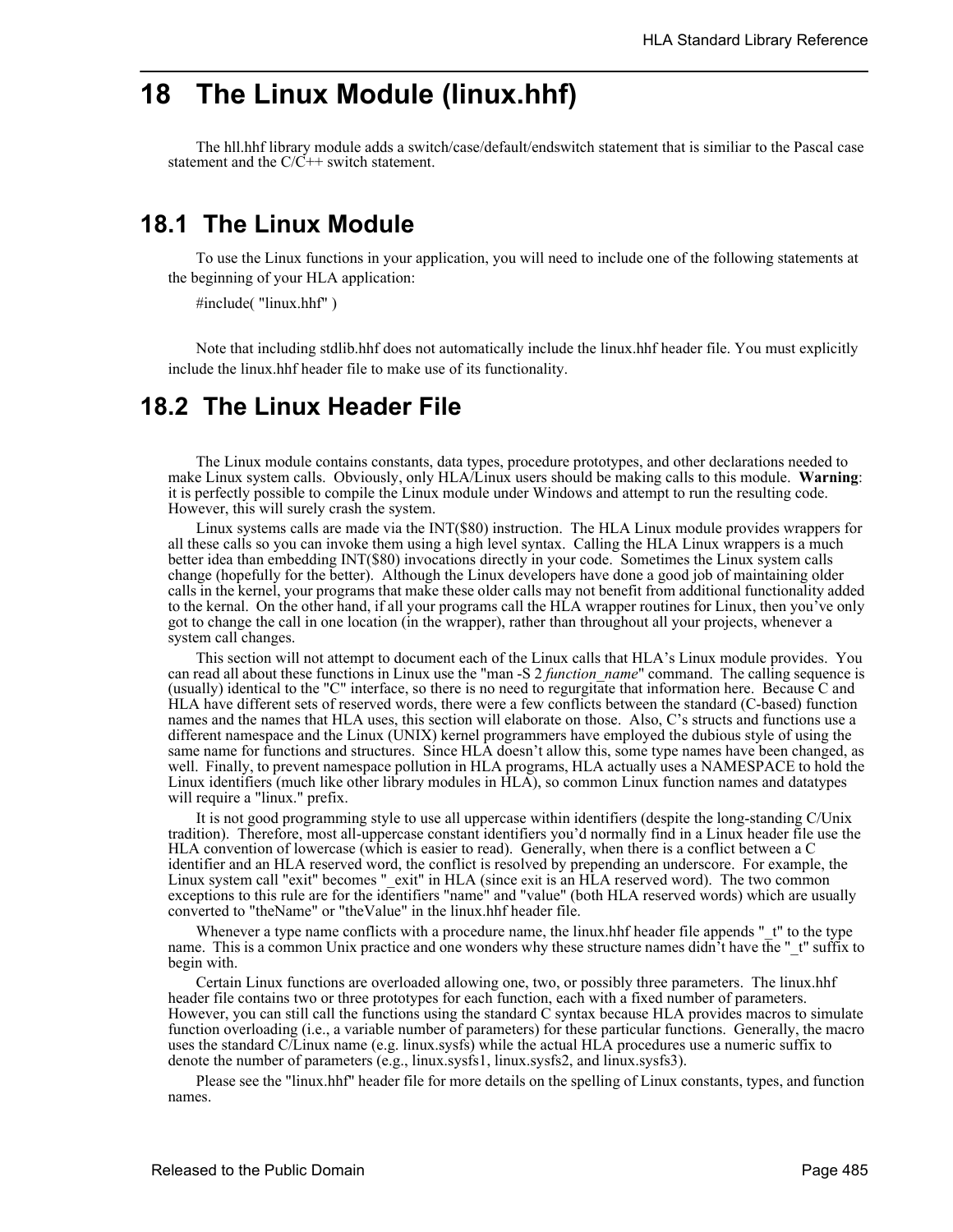# 18 The Linux Module (linux.hhf)

The hll.hhf library module adds a switch/case/default/endswitch statement that is similiar to the Pascal case statement and the C/C++ switch statement.

## 18.1 The Linux Module

To use the Linux functions in your application, you will need to include one of the following statements at the beginning of your HLA application:

```
#include( "linux.hhf" )
```

Note that including stdlib.hhf does not automatically include the linux.hhf header file. You must explicitly include the linux.hhf header file to make use of its functionality.

## 18.2 The Linux Header File

The Linux module contains constants, data types, procedure prototypes, and other declarations needed to make Linux system calls. Obviously, only HLA/Linux users should be making calls to this module. **Warning**: it is perfectly possible to compile the Linux module under Windows and attempt to run the resulting code. However, this will surely crash the system.

Linux systems calls are made via the INT($80) instruction. The HLA Linux module provides wrappers for all these calls so you can invoke them using a high level syntax. Calling the HLA Linux wrappers is a much better idea than embedding INT($80) invocations directly in your code. Sometimes the Linux system calls change (hopefully for the better). Although the Linux developers have done a good job of maintaining older calls in the kernel, your programs that make these older calls may not benefit from additional functionality added to the kernal. On the other hand, if all your programs call the HLA wrapper routines for Linux, then you've only got to change the call in one location (in the wrapper), rather than throughout all your projects, whenever a system call changes.

This section will not attempt to document each of the Linux calls that HLA's Linux module provides. You can read all about these functions in Linux use the "man -S 2 *function_name*" command. The calling sequence is (usually) identical to the "C" interface, so there is no need to regurgitate that information here. Because C and HLA have different sets of reserved words, there were a few conflicts between the standard (C-based) function names and the names that HLA uses, this section will elaborate on those. Also, C's structs and functions use a different namespace and the Linux (UNIX) kernel programmers have employed the dubious style of using the same name for functions and structures. Since HLA doesn't allow this, some type names have been changed, as well. Finally, to prevent namespace pollution in HLA programs, HLA actually uses a NAMESPACE to hold the Linux identifiers (much like other library modules in HLA), so common Linux function names and datatypes will require a "linux." prefix.

It is not good programming style to use all uppercase within identifiers (despite the long-standing C/Unix tradition). Therefore, most all-uppercase constant identifiers you'd normally find in a Linux header file use the HLA convention of lowercase (which is easier to read). Generally, when there is a conflict between a C identifier and an HLA reserved word, the conflict is resolved by prepending an underscore. For example, the Linux system call "exit" becomes "_exit" in HLA (since exit is an HLA reserved word). The two common exceptions to this rule are for the identifiers "name" and "value" (both HLA reserved words) which are usually converted to "theName" or "theValue" in the linux.hhf header file.

Whenever a type name conflicts with a procedure name, the linux.hhf header file appends "_t" to the type name. This is a common Unix practice and one wonders why these structure names didn't have the "_t" suffix to begin with.

Certain Linux functions are overloaded allowing one, two, or possibly three parameters. The linux.hhf header file contains two or three prototypes for each function, each with a fixed number of parameters. However, you can still call the functions using the standard C syntax because HLA provides macros to simulate function overloading (i.e., a variable number of parameters) for these particular functions. Generally, the macro uses the standard C/Linux name (e.g. linux.sysfs) while the actual HLA procedures use a numeric suffix to denote the number of parameters (e.g., linux.sysfs1, linux.sysfs2, and linux.sysfs3).

Please see the "linux.hhf" header file for more details on the spelling of Linux constants, types, and function names.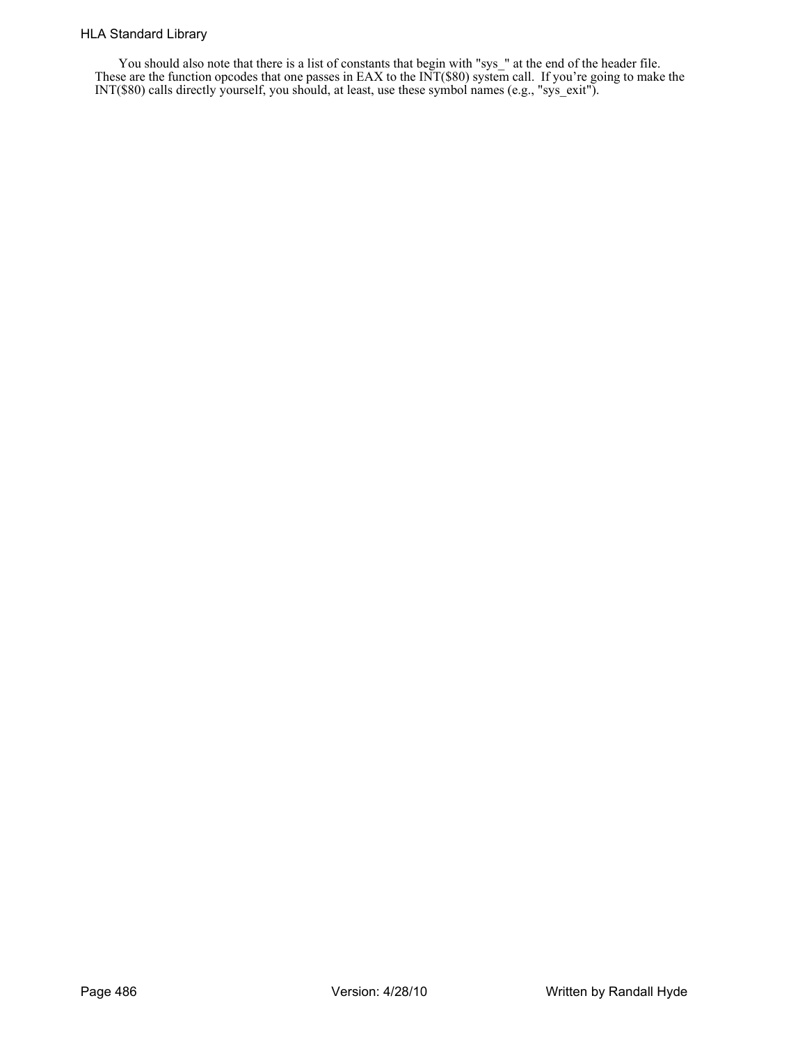You should also note that there is a list of constants that begin with "sys_" at the end of the header file. These are the function opcodes that one passes in EAX to the INT($80) system call. If you're going to make the INT($80) calls directly yourself, you should, at least, use these symbol names (e.g., "sys_exit").